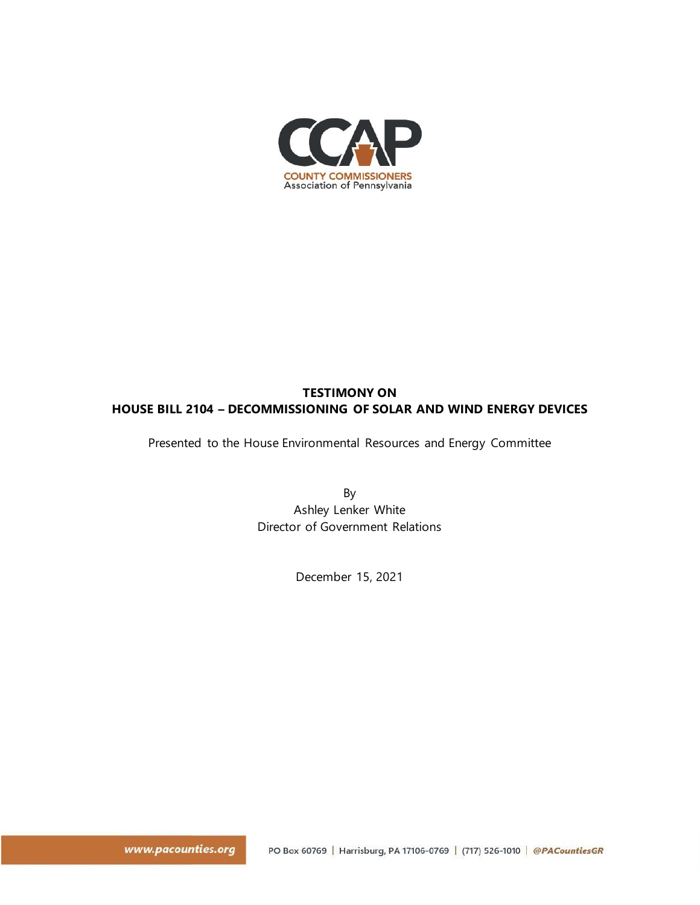CCAP

COUNTY COMMISSIONERS
Association of Pennsylvania

**TESTIMONY ON**
**HOUSE BILL 2104 – DECOMMISSIONING OF SOLAR AND WIND ENERGY DEVICES**

Presented to the House Environmental Resources and Energy Committee

By
Ashley Lenker White
Director of Government Relations

December 15, 2021

www.pacounties.org | PO Box 60769 | Harrisburg, PA 17106-0769 | (717) 526-1010 | @PACountiesGR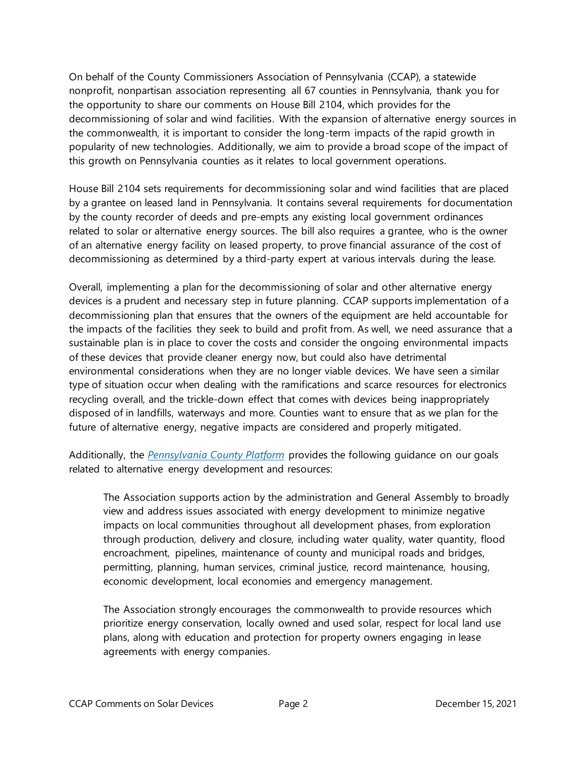On behalf of the County Commissioners Association of Pennsylvania (CCAP), a statewide nonprofit, nonpartisan association representing all 67 counties in Pennsylvania, thank you for the opportunity to share our comments on House Bill 2104, which provides for the decommissioning of solar and wind facilities. With the expansion of alternative energy sources in the commonwealth, it is important to consider the long-term impacts of the rapid growth in popularity of new technologies. Additionally, we aim to provide a broad scope of the impact of this growth on Pennsylvania counties as it relates to local government operations.

House Bill 2104 sets requirements for decommissioning solar and wind facilities that are placed by a grantee on leased land in Pennsylvania. It contains several requirements for documentation by the county recorder of deeds and pre-empts any existing local government ordinances related to solar or alternative energy sources. The bill also requires a grantee, who is the owner of an alternative energy facility on leased property, to prove financial assurance of the cost of decommissioning as determined by a third-party expert at various intervals during the lease.

Overall, implementing a plan for the decommissioning of solar and other alternative energy devices is a prudent and necessary step in future planning. CCAP supports implementation of a decommissioning plan that ensures that the owners of the equipment are held accountable for the impacts of the facilities they seek to build and profit from. As well, we need assurance that a sustainable plan is in place to cover the costs and consider the ongoing environmental impacts of these devices that provide cleaner energy now, but could also have detrimental environmental considerations when they are no longer viable devices. We have seen a similar type of situation occur when dealing with the ramifications and scarce resources for electronics recycling overall, and the trickle-down effect that comes with devices being inappropriately disposed of in landfills, waterways and more. Counties want to ensure that as we plan for the future of alternative energy, negative impacts are considered and properly mitigated.

Additionally, the *Pennsylvania County Platform* provides the following guidance on our goals related to alternative energy development and resources:

> The Association supports action by the administration and General Assembly to broadly view and address issues associated with energy development to minimize negative impacts on local communities throughout all development phases, from exploration through production, delivery and closure, including water quality, water quantity, flood encroachment, pipelines, maintenance of county and municipal roads and bridges, permitting, planning, human services, criminal justice, record maintenance, housing, economic development, local economies and emergency management.
>
> The Association strongly encourages the commonwealth to provide resources which prioritize energy conservation, locally owned and used solar, respect for local land use plans, along with education and protection for property owners engaging in lease agreements with energy companies.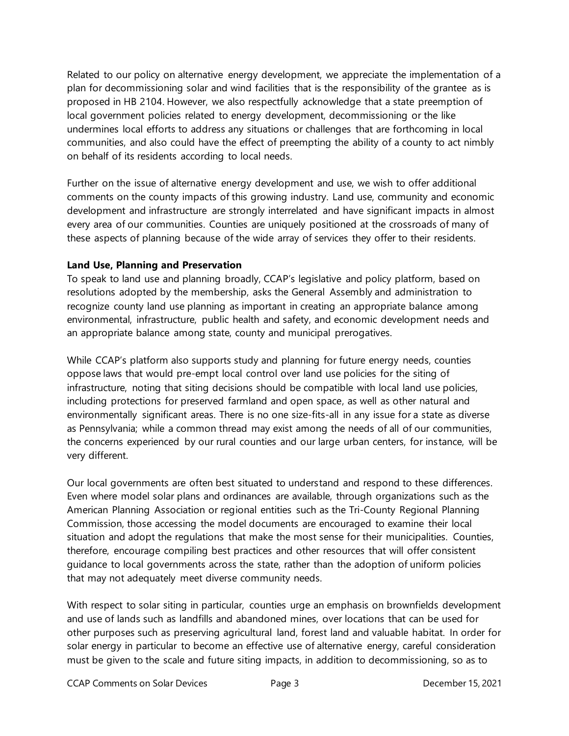Related to our policy on alternative energy development, we appreciate the implementation of a plan for decommissioning solar and wind facilities that is the responsibility of the grantee as is proposed in HB 2104. However, we also respectfully acknowledge that a state preemption of local government policies related to energy development, decommissioning or the like undermines local efforts to address any situations or challenges that are forthcoming in local communities, and also could have the effect of preempting the ability of a county to act nimbly on behalf of its residents according to local needs.

Further on the issue of alternative energy development and use, we wish to offer additional comments on the county impacts of this growing industry. Land use, community and economic development and infrastructure are strongly interrelated and have significant impacts in almost every area of our communities. Counties are uniquely positioned at the crossroads of many of these aspects of planning because of the wide array of services they offer to their residents.

**Land Use, Planning and Preservation**

To speak to land use and planning broadly, CCAP's legislative and policy platform, based on resolutions adopted by the membership, asks the General Assembly and administration to recognize county land use planning as important in creating an appropriate balance among environmental, infrastructure, public health and safety, and economic development needs and an appropriate balance among state, county and municipal prerogatives.

While CCAP's platform also supports study and planning for future energy needs, counties oppose laws that would pre-empt local control over land use policies for the siting of infrastructure, noting that siting decisions should be compatible with local land use policies, including protections for preserved farmland and open space, as well as other natural and environmentally significant areas. There is no one size-fits-all in any issue for a state as diverse as Pennsylvania; while a common thread may exist among the needs of all of our communities, the concerns experienced by our rural counties and our large urban centers, for instance, will be very different.

Our local governments are often best situated to understand and respond to these differences. Even where model solar plans and ordinances are available, through organizations such as the American Planning Association or regional entities such as the Tri-County Regional Planning Commission, those accessing the model documents are encouraged to examine their local situation and adopt the regulations that make the most sense for their municipalities. Counties, therefore, encourage compiling best practices and other resources that will offer consistent guidance to local governments across the state, rather than the adoption of uniform policies that may not adequately meet diverse community needs.

With respect to solar siting in particular, counties urge an emphasis on brownfields development and use of lands such as landfills and abandoned mines, over locations that can be used for other purposes such as preserving agricultural land, forest land and valuable habitat. In order for solar energy in particular to become an effective use of alternative energy, careful consideration must be given to the scale and future siting impacts, in addition to decommissioning, so as to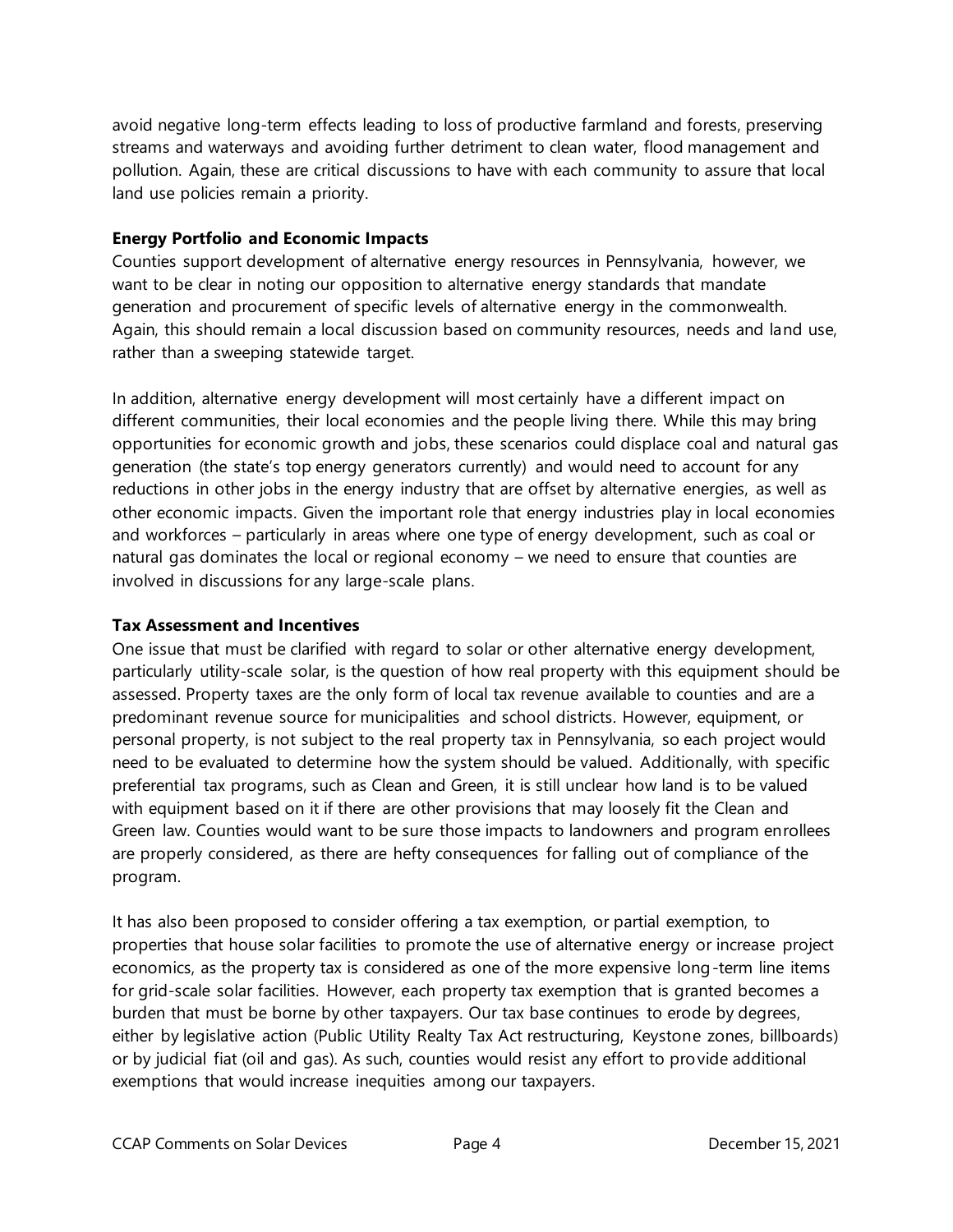avoid negative long-term effects leading to loss of productive farmland and forests, preserving streams and waterways and avoiding further detriment to clean water, flood management and pollution. Again, these are critical discussions to have with each community to assure that local land use policies remain a priority.

**Energy Portfolio and Economic Impacts**

Counties support development of alternative energy resources in Pennsylvania, however, we want to be clear in noting our opposition to alternative energy standards that mandate generation and procurement of specific levels of alternative energy in the commonwealth. Again, this should remain a local discussion based on community resources, needs and land use, rather than a sweeping statewide target.

In addition, alternative energy development will most certainly have a different impact on different communities, their local economies and the people living there. While this may bring opportunities for economic growth and jobs, these scenarios could displace coal and natural gas generation (the state's top energy generators currently) and would need to account for any reductions in other jobs in the energy industry that are offset by alternative energies, as well as other economic impacts. Given the important role that energy industries play in local economies and workforces – particularly in areas where one type of energy development, such as coal or natural gas dominates the local or regional economy – we need to ensure that counties are involved in discussions for any large-scale plans.

**Tax Assessment and Incentives**

One issue that must be clarified with regard to solar or other alternative energy development, particularly utility-scale solar, is the question of how real property with this equipment should be assessed. Property taxes are the only form of local tax revenue available to counties and are a predominant revenue source for municipalities and school districts. However, equipment, or personal property, is not subject to the real property tax in Pennsylvania, so each project would need to be evaluated to determine how the system should be valued. Additionally, with specific preferential tax programs, such as Clean and Green, it is still unclear how land is to be valued with equipment based on it if there are other provisions that may loosely fit the Clean and Green law. Counties would want to be sure those impacts to landowners and program enrollees are properly considered, as there are hefty consequences for falling out of compliance of the program.

It has also been proposed to consider offering a tax exemption, or partial exemption, to properties that house solar facilities to promote the use of alternative energy or increase project economics, as the property tax is considered as one of the more expensive long-term line items for grid-scale solar facilities. However, each property tax exemption that is granted becomes a burden that must be borne by other taxpayers. Our tax base continues to erode by degrees, either by legislative action (Public Utility Realty Tax Act restructuring, Keystone zones, billboards) or by judicial fiat (oil and gas). As such, counties would resist any effort to provide additional exemptions that would increase inequities among our taxpayers.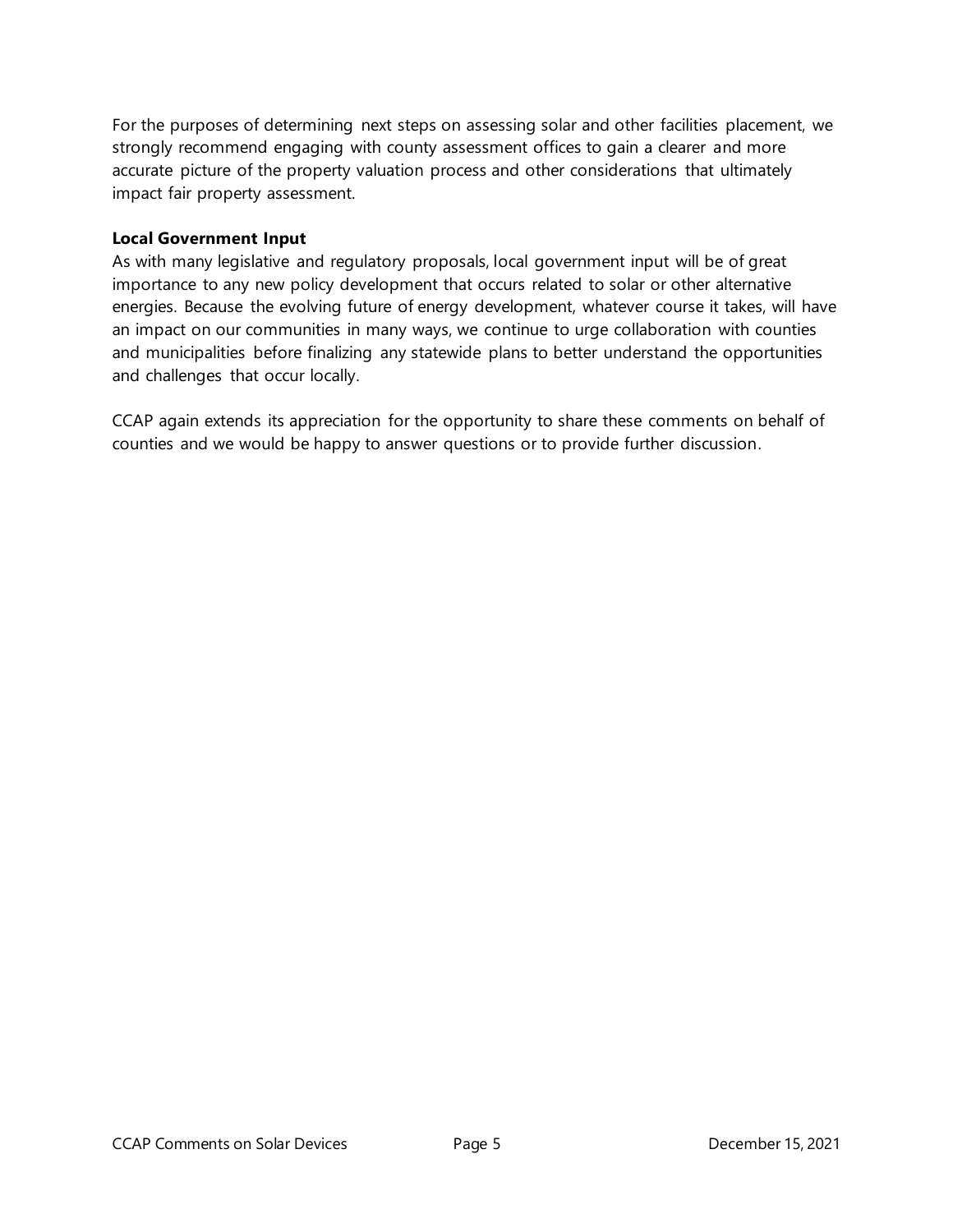For the purposes of determining next steps on assessing solar and other facilities placement, we strongly recommend engaging with county assessment offices to gain a clearer and more accurate picture of the property valuation process and other considerations that ultimately impact fair property assessment.

**Local Government Input**

As with many legislative and regulatory proposals, local government input will be of great importance to any new policy development that occurs related to solar or other alternative energies. Because the evolving future of energy development, whatever course it takes, will have an impact on our communities in many ways, we continue to urge collaboration with counties and municipalities before finalizing any statewide plans to better understand the opportunities and challenges that occur locally.

CCAP again extends its appreciation for the opportunity to share these comments on behalf of counties and we would be happy to answer questions or to provide further discussion.